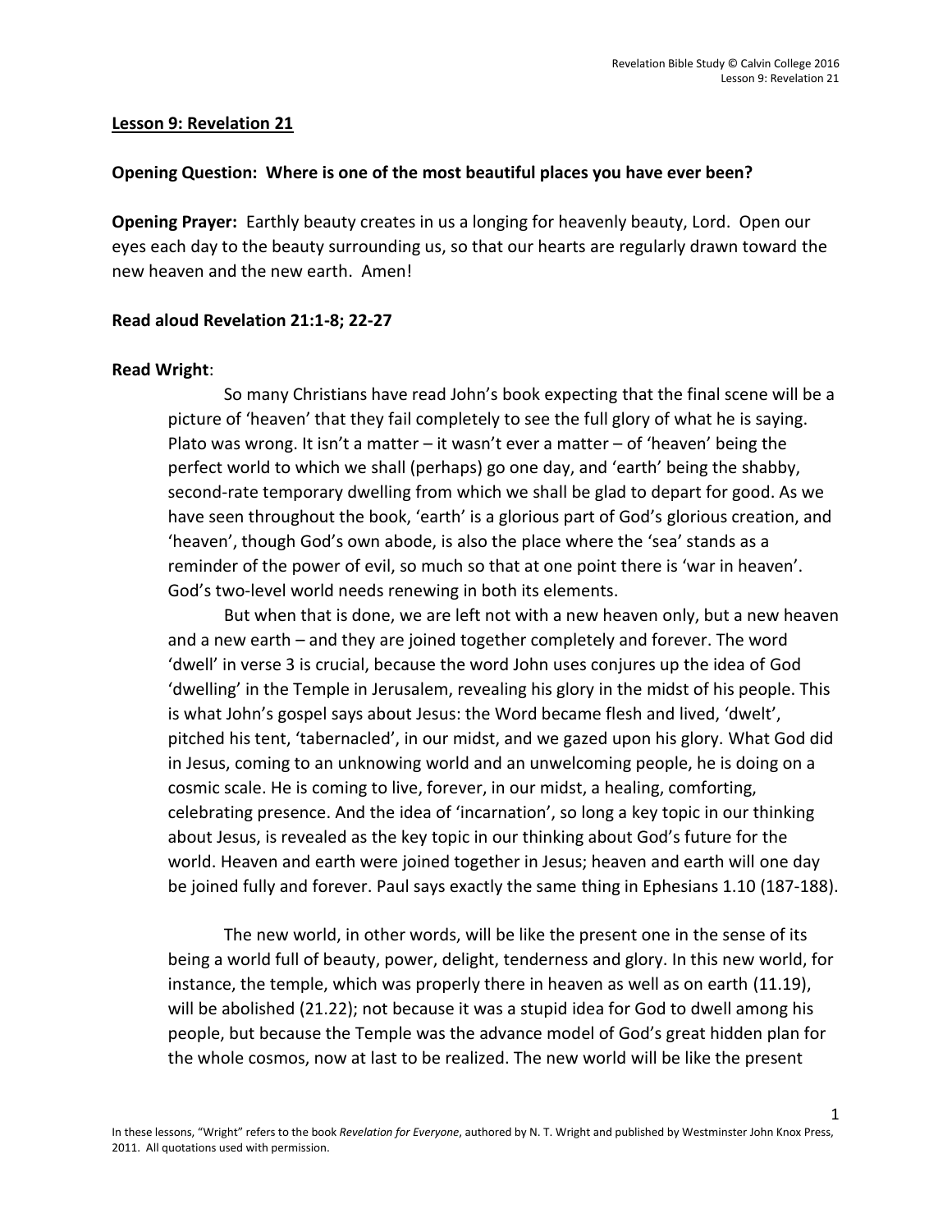**Lesson 9: Revelation 21**

**Opening Question: Where is one of the most beautiful places you have ever been?**

**Opening Prayer:** Earthly beauty creates in us a longing for heavenly beauty, Lord. Open our eyes each day to the beauty surrounding us, so that our hearts are regularly drawn toward the new heaven and the new earth. Amen!

**Read aloud Revelation 21:1-8; 22-27**

**Read Wright**:

> So many Christians have read John's book expecting that the final scene will be a picture of 'heaven' that they fail completely to see the full glory of what he is saying. Plato was wrong. It isn't a matter – it wasn't ever a matter – of 'heaven' being the perfect world to which we shall (perhaps) go one day, and 'earth' being the shabby, second-rate temporary dwelling from which we shall be glad to depart for good. As we have seen throughout the book, 'earth' is a glorious part of God's glorious creation, and 'heaven', though God's own abode, is also the place where the 'sea' stands as a reminder of the power of evil, so much so that at one point there is 'war in heaven'. God's two-level world needs renewing in both its elements.
>
> But when that is done, we are left not with a new heaven only, but a new heaven and a new earth – and they are joined together completely and forever. The word 'dwell' in verse 3 is crucial, because the word John uses conjures up the idea of God 'dwelling' in the Temple in Jerusalem, revealing his glory in the midst of his people. This is what John's gospel says about Jesus: the Word became flesh and lived, 'dwelt', pitched his tent, 'tabernacled', in our midst, and we gazed upon his glory. What God did in Jesus, coming to an unknowing world and an unwelcoming people, he is doing on a cosmic scale. He is coming to live, forever, in our midst, a healing, comforting, celebrating presence. And the idea of 'incarnation', so long a key topic in our thinking about Jesus, is revealed as the key topic in our thinking about God's future for the world. Heaven and earth were joined together in Jesus; heaven and earth will one day be joined fully and forever. Paul says exactly the same thing in Ephesians 1.10 (187-188).
>
> The new world, in other words, will be like the present one in the sense of its being a world full of beauty, power, delight, tenderness and glory. In this new world, for instance, the temple, which was properly there in heaven as well as on earth (11.19), will be abolished (21.22); not because it was a stupid idea for God to dwell among his people, but because the Temple was the advance model of God's great hidden plan for the whole cosmos, now at last to be realized. The new world will be like the present

In these lessons, "Wright" refers to the book *Revelation for Everyone*, authored by N. T. Wright and published by Westminster John Knox Press, 2011. All quotations used with permission.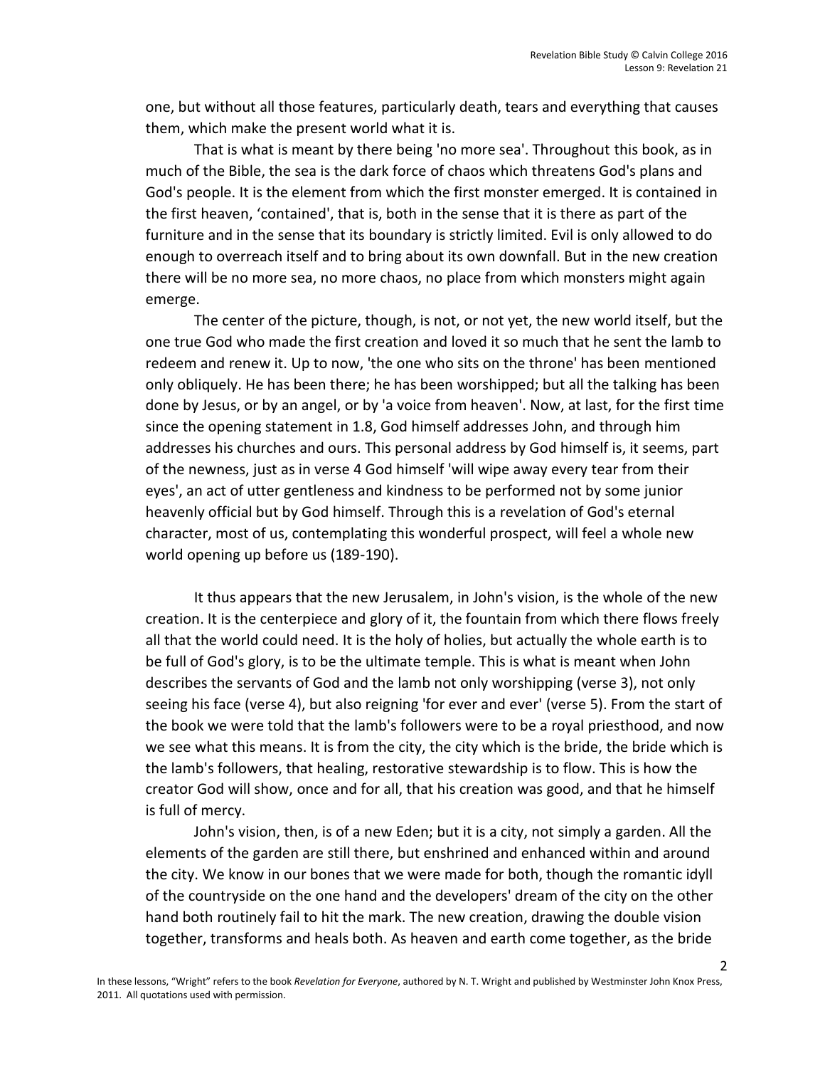one, but without all those features, particularly death, tears and everything that causes them, which make the present world what it is.

That is what is meant by there being 'no more sea'. Throughout this book, as in much of the Bible, the sea is the dark force of chaos which threatens God's plans and God's people. It is the element from which the first monster emerged. It is contained in the first heaven, 'contained', that is, both in the sense that it is there as part of the furniture and in the sense that its boundary is strictly limited. Evil is only allowed to do enough to overreach itself and to bring about its own downfall. But in the new creation there will be no more sea, no more chaos, no place from which monsters might again emerge.

The center of the picture, though, is not, or not yet, the new world itself, but the one true God who made the first creation and loved it so much that he sent the lamb to redeem and renew it. Up to now, 'the one who sits on the throne' has been mentioned only obliquely. He has been there; he has been worshipped; but all the talking has been done by Jesus, or by an angel, or by 'a voice from heaven'. Now, at last, for the first time since the opening statement in 1.8, God himself addresses John, and through him addresses his churches and ours. This personal address by God himself is, it seems, part of the newness, just as in verse 4 God himself 'will wipe away every tear from their eyes', an act of utter gentleness and kindness to be performed not by some junior heavenly official but by God himself. Through this is a revelation of God's eternal character, most of us, contemplating this wonderful prospect, will feel a whole new world opening up before us (189-190).

It thus appears that the new Jerusalem, in John's vision, is the whole of the new creation. It is the centerpiece and glory of it, the fountain from which there flows freely all that the world could need. It is the holy of holies, but actually the whole earth is to be full of God's glory, is to be the ultimate temple. This is what is meant when John describes the servants of God and the lamb not only worshipping (verse 3), not only seeing his face (verse 4), but also reigning 'for ever and ever' (verse 5). From the start of the book we were told that the lamb's followers were to be a royal priesthood, and now we see what this means. It is from the city, the city which is the bride, the bride which is the lamb's followers, that healing, restorative stewardship is to flow. This is how the creator God will show, once and for all, that his creation was good, and that he himself is full of mercy.

John's vision, then, is of a new Eden; but it is a city, not simply a garden. All the elements of the garden are still there, but enshrined and enhanced within and around the city. We know in our bones that we were made for both, though the romantic idyll of the countryside on the one hand and the developers' dream of the city on the other hand both routinely fail to hit the mark. The new creation, drawing the double vision together, transforms and heals both. As heaven and earth come together, as the bride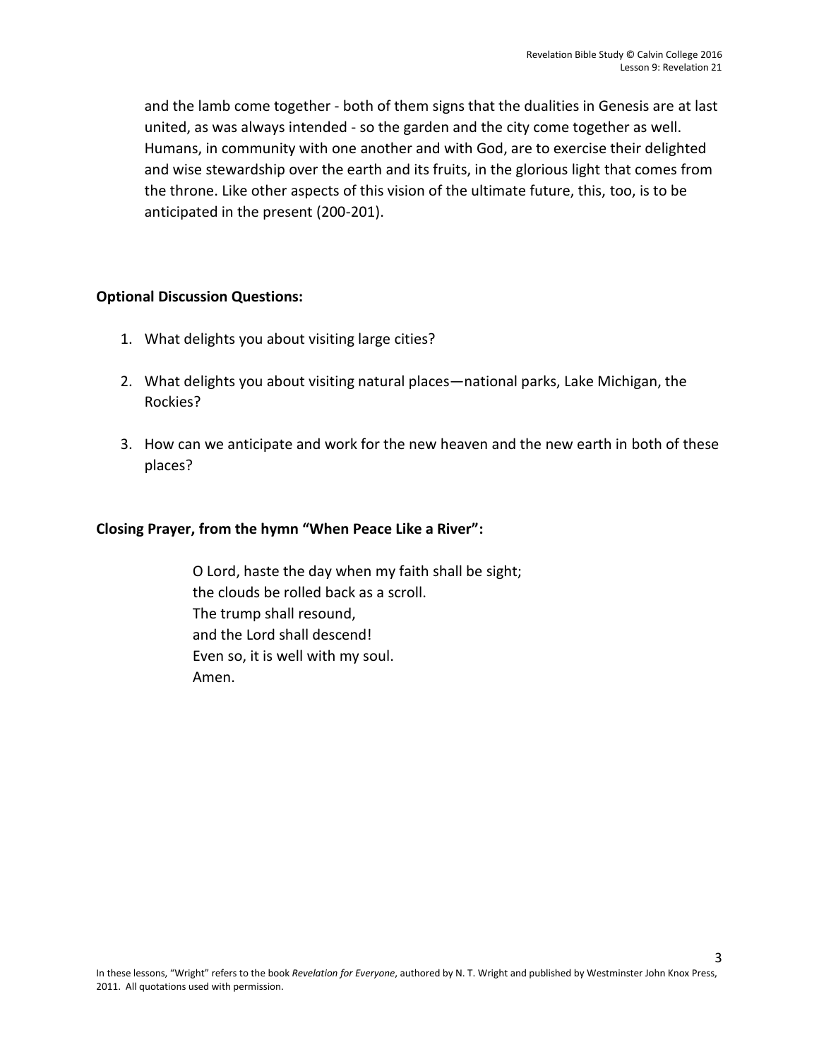and the lamb come together - both of them signs that the dualities in Genesis are at last united, as was always intended - so the garden and the city come together as well. Humans, in community with one another and with God, are to exercise their delighted and wise stewardship over the earth and its fruits, in the glorious light that comes from the throne. Like other aspects of this vision of the ultimate future, this, too, is to be anticipated in the present (200-201).

**Optional Discussion Questions:**

1. What delights you about visiting large cities?
2. What delights you about visiting natural places—national parks, Lake Michigan, the Rockies?
3. How can we anticipate and work for the new heaven and the new earth in both of these places?

**Closing Prayer, from the hymn "When Peace Like a River":**

O Lord, haste the day when my faith shall be sight;
the clouds be rolled back as a scroll.
The trump shall resound,
and the Lord shall descend!
Even so, it is well with my soul.
Amen.

In these lessons, "Wright" refers to the book *Revelation for Everyone*, authored by N. T. Wright and published by Westminster John Knox Press, 2011. All quotations used with permission.